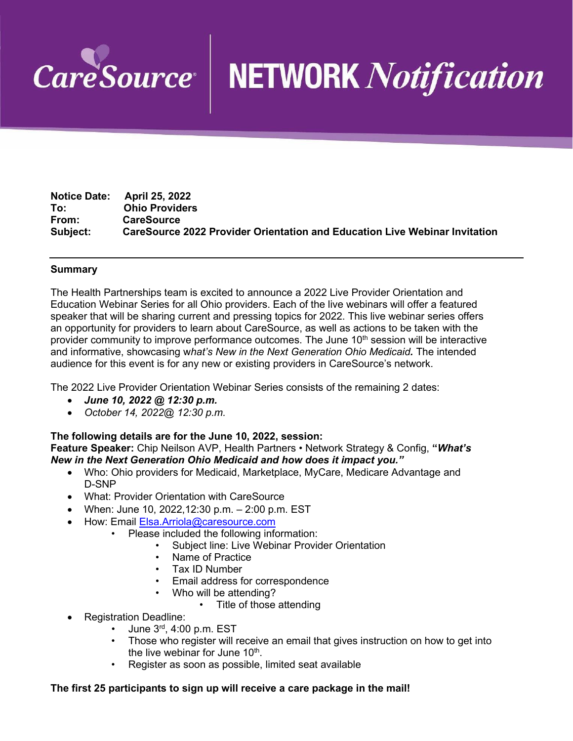# CareSource NETWORK Notification

**Notice Date:** April 25, 2022
**To:** Ohio Providers
**From:** CareSource
**Subject:** CareSource 2022 Provider Orientation and Education Live Webinar Invitation

---

**Summary**

The Health Partnerships team is excited to announce a 2022 Live Provider Orientation and Education Webinar Series for all Ohio providers. Each of the live webinars will offer a featured speaker that will be sharing current and pressing topics for 2022. This live webinar series offers an opportunity for providers to learn about CareSource, as well as actions to be taken with the provider community to improve performance outcomes. The June 10th session will be interactive and informative, showcasing w*hat's New in the Next Generation Ohio Medicaid.* The intended audience for this event is for any new or existing providers in CareSource's network.

The 2022 Live Provider Orientation Webinar Series consists of the remaining 2 dates:

- ***June 10, 2022 @ 12:30 p.m.***
- *October 14, 2022@ 12:30 p.m.*

**The following details are for the June 10, 2022, session:**
**Feature Speaker:** Chip Neilson AVP, Health Partners • Network Strategy & Config, ***"What's New in the Next Generation Ohio Medicaid and how does it impact you."***

- Who: Ohio providers for Medicaid, Marketplace, MyCare, Medicare Advantage and D-SNP
- What: Provider Orientation with CareSource
- When: June 10, 2022,12:30 p.m. – 2:00 p.m. EST
- How: Email Elsa.Arriola@caresource.com
  - Please included the following information:
    - Subject line: Live Webinar Provider Orientation
    - Name of Practice
    - Tax ID Number
    - Email address for correspondence
    - Who will be attending?
      - Title of those attending
- Registration Deadline:
  - June 3rd, 4:00 p.m. EST
  - Those who register will receive an email that gives instruction on how to get into the live webinar for June 10th.
  - Register as soon as possible, limited seat available

**The first 25 participants to sign up will receive a care package in the mail!**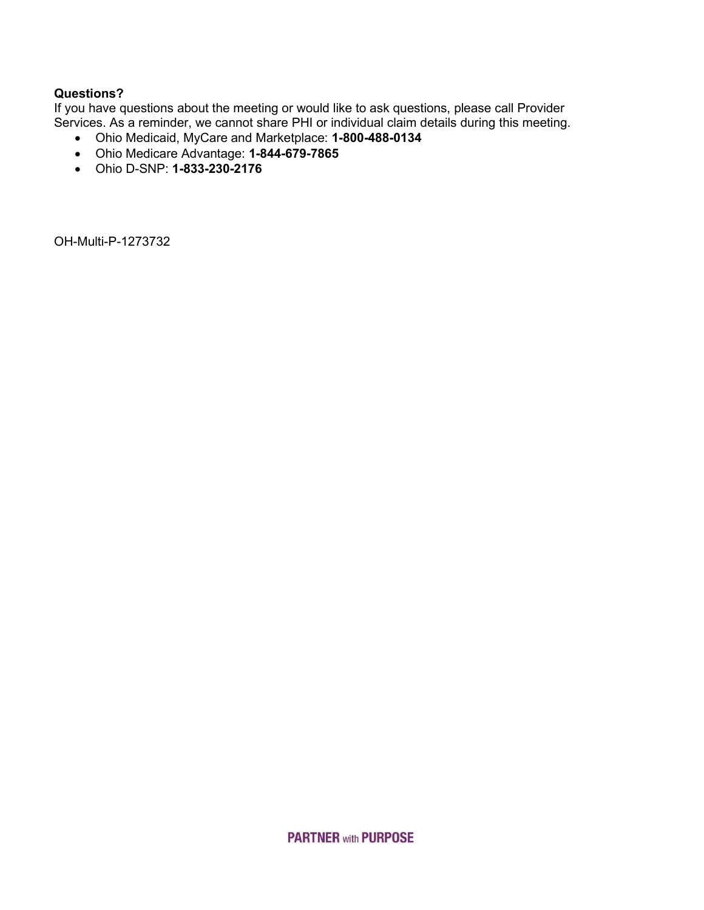**Questions?**

If you have questions about the meeting or would like to ask questions, please call Provider Services. As a reminder, we cannot share PHI or individual claim details during this meeting.

- Ohio Medicaid, MyCare and Marketplace: **1-800-488-0134**
- Ohio Medicare Advantage: **1-844-679-7865**
- Ohio D-SNP: **1-833-230-2176**

OH-Multi-P-1273732

**PARTNER with PURPOSE**